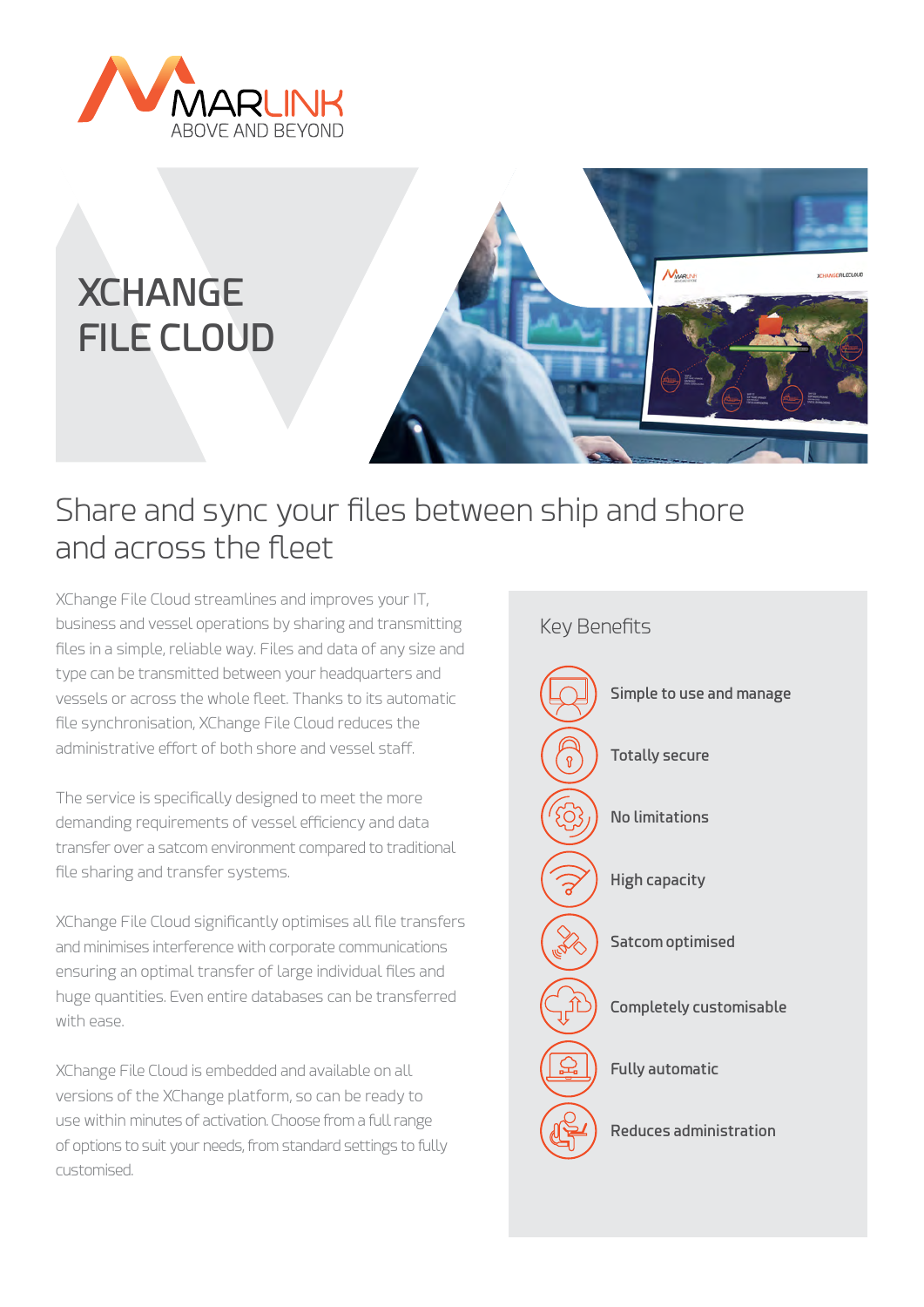MARLINK
ABOVE AND BEYOND

# XCHANGE FILE CLOUD

## Share and sync your files between ship and shore and across the fleet

XChange File Cloud streamlines and improves your IT, business and vessel operations by sharing and transmitting files in a simple, reliable way. Files and data of any size and type can be transmitted between your headquarters and vessels or across the whole fleet. Thanks to its automatic file synchronisation, XChange File Cloud reduces the administrative effort of both shore and vessel staff.

The service is specifically designed to meet the more demanding requirements of vessel efficiency and data transfer over a satcom environment compared to traditional file sharing and transfer systems.

XChange File Cloud significantly optimises all file transfers and minimises interference with corporate communications ensuring an optimal transfer of large individual files and huge quantities. Even entire databases can be transferred with ease.

XChange File Cloud is embedded and available on all versions of the XChange platform, so can be ready to use within minutes of activation. Choose from a full range of options to suit your needs, from standard settings to fully customised.

### Key Benefits

- **Simple to use and manage**
- **Totally secure**
- **No limitations**
- **High capacity**
- **Satcom optimised**
- **Completely customisable**
- **Fully automatic**
- **Reduces administration**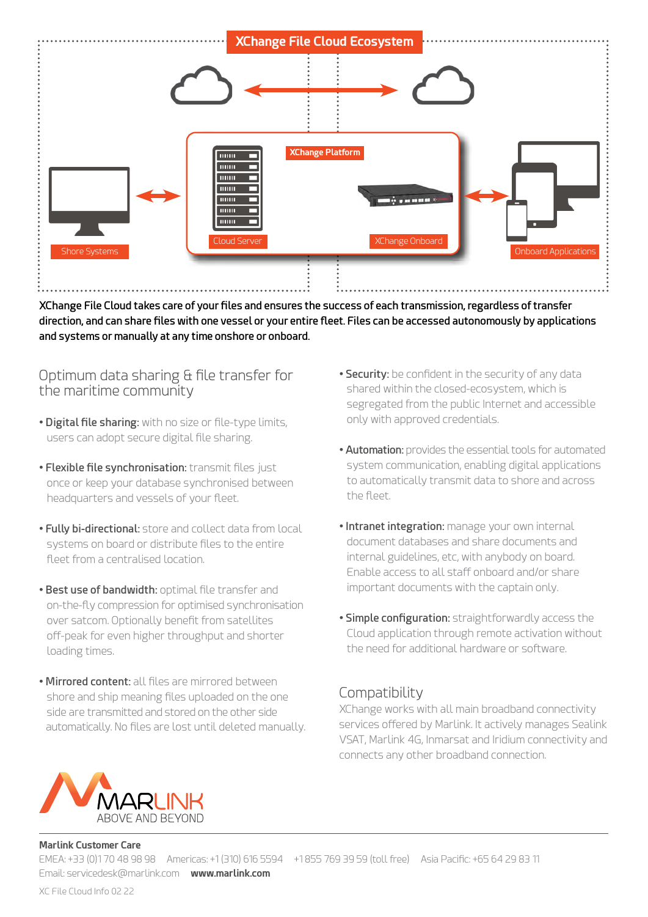XChange File Cloud Ecosystem

XChange Platform

Shore Systems

Cloud Server

XChange Onboard

Onboard Applications

**XChange File Cloud takes care of your files and ensures the success of each transmission, regardless of transfer direction, and can share files with one vessel or your entire fleet. Files can be accessed autonomously by applications and systems or manually at any time onshore or onboard.**

## Optimum data sharing & file transfer for the maritime community

- **Digital file sharing:** with no size or file-type limits, users can adopt secure digital file sharing.
- **Flexible file synchronisation:** transmit files just once or keep your database synchronised between headquarters and vessels of your fleet.
- **Fully bi-directional:** store and collect data from local systems on board or distribute files to the entire fleet from a centralised location.
- **Best use of bandwidth:** optimal file transfer and on-the-fly compression for optimised synchronisation over satcom. Optionally benefit from satellites off-peak for even higher throughput and shorter loading times.
- **Mirrored content:** all files are mirrored between shore and ship meaning files uploaded on the one side are transmitted and stored on the other side automatically. No files are lost until deleted manually.
- **Security:** be confident in the security of any data shared within the closed-ecosystem, which is segregated from the public Internet and accessible only with approved credentials.
- **Automation:** provides the essential tools for automated system communication, enabling digital applications to automatically transmit data to shore and across the fleet.
- **Intranet integration:** manage your own internal document databases and share documents and internal guidelines, etc, with anybody on board. Enable access to all staff onboard and/or share important documents with the captain only.
- **Simple configuration:** straightforwardly access the Cloud application through remote activation without the need for additional hardware or software.

## Compatibility

XChange works with all main broadband connectivity services offered by Marlink. It actively manages Sealink VSAT, Marlink 4G, Inmarsat and Iridium connectivity and connects any other broadband connection.

MARLINK
ABOVE AND BEYOND

**Marlink Customer Care**

EMEA: +33 (0)1 70 48 98 98 Americas: +1 (310) 616 5594 +1 855 769 39 59 (toll free) Asia Pacific: +65 64 29 83 11
Email: servicedesk@marlink.com **www.marlink.com**

XC File Cloud Info 02 22